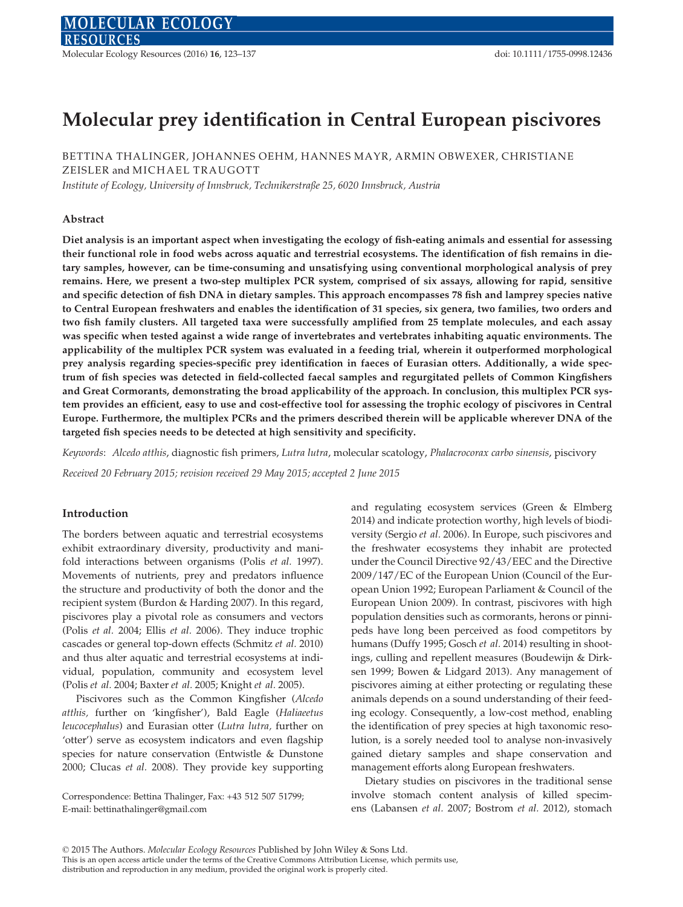# Molecular prey identification in Central European piscivores

BETTINA THALINGER, JOHANNES OEHM, HANNES MAYR, ARMIN OBWEXER, CHRISTIANE ZEISLER and MICHAEL TRAUGOTT

*Institute of Ecology, University of Innsbruck, Technikerstraße 25, 6020 Innsbruck, Austria*

## Abstract

**Diet analysis is an important aspect when investigating the ecology of fish-eating animals and essential for assessing their functional role in food webs across aquatic and terrestrial ecosystems. The identification of fish remains in dietary samples, however, can be time-consuming and unsatisfying using conventional morphological analysis of prey remains. Here, we present a two-step multiplex PCR system, comprised of six assays, allowing for rapid, sensitive and specific detection of fish DNA in dietary samples. This approach encompasses 78 fish and lamprey species native to Central European freshwaters and enables the identification of 31 species, six genera, two families, two orders and two fish family clusters. All targeted taxa were successfully amplified from 25 template molecules, and each assay was specific when tested against a wide range of invertebrates and vertebrates inhabiting aquatic environments. The applicability of the multiplex PCR system was evaluated in a feeding trial, wherein it outperformed morphological prey analysis regarding species-specific prey identification in faeces of Eurasian otters. Additionally, a wide spectrum of fish species was detected in field-collected faecal samples and regurgitated pellets of Common Kingfishers and Great Cormorants, demonstrating the broad applicability of the approach. In conclusion, this multiplex PCR system provides an efficient, easy to use and cost-effective tool for assessing the trophic ecology of piscivores in Central Europe. Furthermore, the multiplex PCRs and the primers described therein will be applicable wherever DNA of the targeted fish species needs to be detected at high sensitivity and specificity.**

*Keywords*: *Alcedo atthis*, diagnostic fish primers, *Lutra lutra*, molecular scatology, *Phalacrocorax carbo sinensis*, piscivory

*Received 20 February 2015; revision received 29 May 2015; accepted 2 June 2015*

## Introduction

The borders between aquatic and terrestrial ecosystems exhibit extraordinary diversity, productivity and manifold interactions between organisms (Polis *et al.* 1997). Movements of nutrients, prey and predators influence the structure and productivity of both the donor and the recipient system (Burdon & Harding 2007). In this regard, piscivores play a pivotal role as consumers and vectors (Polis *et al.* 2004; Ellis *et al.* 2006). They induce trophic cascades or general top-down effects (Schmitz *et al.* 2010) and thus alter aquatic and terrestrial ecosystems at individual, population, community and ecosystem level (Polis *et al.* 2004; Baxter *et al.* 2005; Knight *et al.* 2005).

Piscivores such as the Common Kingfisher (*Alcedo atthis,* further on 'kingfisher'), Bald Eagle (*Haliaeetus leucocephalus*) and Eurasian otter (*Lutra lutra*, further on 'otter') serve as ecosystem indicators and even flagship species for nature conservation (Entwistle & Dunstone 2000; Clucas *et al.* 2008). They provide key supporting and regulating ecosystem services (Green & Elmberg 2014) and indicate protection worthy, high levels of biodiversity (Sergio *et al.* 2006). In Europe, such piscivores and the freshwater ecosystems they inhabit are protected under the Council Directive 92/43/EEC and the Directive 2009/147/EC of the European Union (Council of the European Union 1992; European Parliament & Council of the European Union 2009). In contrast, piscivores with high population densities such as cormorants, herons or pinnipeds have long been perceived as food competitors by humans (Duffy 1995; Gosch *et al.* 2014) resulting in shootings, culling and repellent measures (Boudewijn & Dirksen 1999; Bowen & Lidgard 2013). Any management of piscivores aiming at either protecting or regulating these animals depends on a sound understanding of their feeding ecology. Consequently, a low-cost method, enabling the identification of prey species at high taxonomic resolution, is a sorely needed tool to analyse non-invasively gained dietary samples and shape conservation and management efforts along European freshwaters.

Dietary studies on piscivores in the traditional sense involve stomach content analysis of killed specimens (Labansen *et al.* 2007; Bostrom *et al.* 2012), stomach

Correspondence: Bettina Thalinger, Fax: +43 512 507 51799; E-mail: bettinathalinger@gmail.com

© 2015 The Authors. *Molecular Ecology Resources* published by John Wiley & Sons Ltd.
This is an open access article under the terms of the Creative Commons Attribution License, which permits use, distribution and reproduction in any medium, provided the original work is properly cited.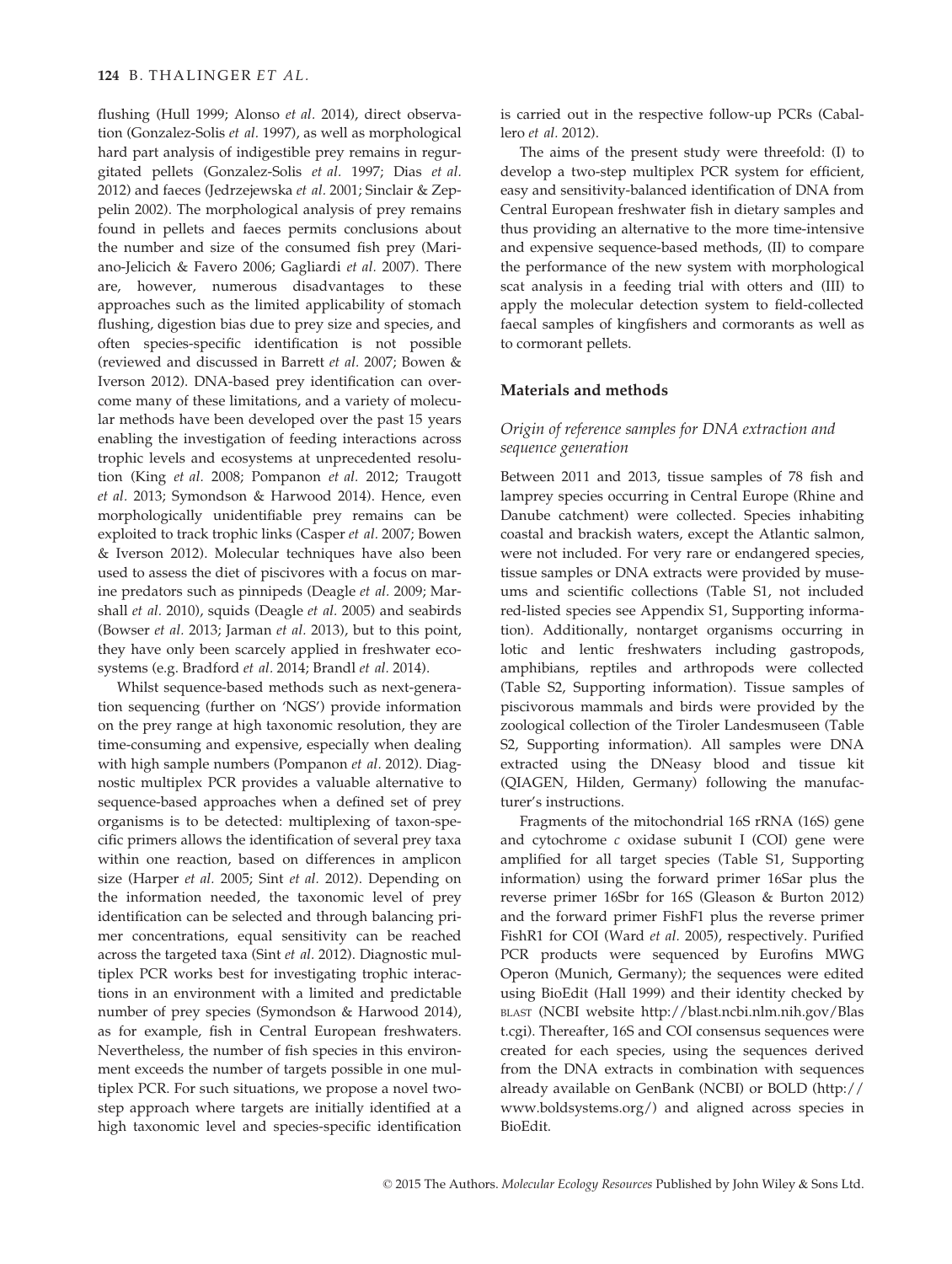flushing (Hull 1999; Alonso *et al.* 2014), direct observation (Gonzalez-Solis *et al.* 1997), as well as morphological hard part analysis of indigestible prey remains in regurgitated pellets (Gonzalez-Solis *et al.* 1997; Dias *et al.* 2012) and faeces (Jedrzejewska *et al.* 2001; Sinclair & Zeppelin 2002). The morphological analysis of prey remains found in pellets and faeces permits conclusions about the number and size of the consumed fish prey (Mariano-Jelicich & Favero 2006; Gagliardi *et al.* 2007). There are, however, numerous disadvantages to these approaches such as the limited applicability of stomach flushing, digestion bias due to prey size and species, and often species-specific identification is not possible (reviewed and discussed in Barrett *et al.* 2007; Bowen & Iverson 2012). DNA-based prey identification can overcome many of these limitations, and a variety of molecular methods have been developed over the past 15 years enabling the investigation of feeding interactions across trophic levels and ecosystems at unprecedented resolution (King *et al.* 2008; Pompanon *et al.* 2012; Traugott *et al.* 2013; Symondson & Harwood 2014). Hence, even morphologically unidentifiable prey remains can be exploited to track trophic links (Casper *et al.* 2007; Bowen & Iverson 2012). Molecular techniques have also been used to assess the diet of piscivores with a focus on marine predators such as pinnipeds (Deagle *et al.* 2009; Marshall *et al.* 2010), squids (Deagle *et al.* 2005) and seabirds (Bowser *et al.* 2013; Jarman *et al.* 2013), but to this point, they have only been scarcely applied in freshwater ecosystems (e.g. Bradford *et al.* 2014; Brandl *et al.* 2014).

Whilst sequence-based methods such as next-generation sequencing (further on 'NGS') provide information on the prey range at high taxonomic resolution, they are time-consuming and expensive, especially when dealing with high sample numbers (Pompanon *et al.* 2012). Diagnostic multiplex PCR provides a valuable alternative to sequence-based approaches when a defined set of prey organisms is to be detected: multiplexing of taxon-specific primers allows the identification of several prey taxa within one reaction, based on differences in amplicon size (Harper *et al.* 2005; Sint *et al.* 2012). Depending on the information needed, the taxonomic level of prey identification can be selected and through balancing primer concentrations, equal sensitivity can be reached across the targeted taxa (Sint *et al.* 2012). Diagnostic multiplex PCR works best for investigating trophic interactions in an environment with a limited and predictable number of prey species (Symondson & Harwood 2014), as for example, fish in Central European freshwaters. Nevertheless, the number of fish species in this environment exceeds the number of targets possible in one multiplex PCR. For such situations, we propose a novel two-step approach where targets are initially identified at a high taxonomic level and species-specific identification is carried out in the respective follow-up PCRs (Caballero *et al.* 2012).

The aims of the present study were threefold: (I) to develop a two-step multiplex PCR system for efficient, easy and sensitivity-balanced identification of DNA from Central European freshwater fish in dietary samples and thus providing an alternative to the more time-intensive and expensive sequence-based methods, (II) to compare the performance of the new system with morphological scat analysis in a feeding trial with otters and (III) to apply the molecular detection system to field-collected faecal samples of kingfishers and cormorants as well as to cormorant pellets.

## Materials and methods

### *Origin of reference samples for DNA extraction and sequence generation*

Between 2011 and 2013, tissue samples of 78 fish and lamprey species occurring in Central Europe (Rhine and Danube catchment) were collected. Species inhabiting coastal and brackish waters, except the Atlantic salmon, were not included. For very rare or endangered species, tissue samples or DNA extracts were provided by museums and scientific collections (Table S1, not included red-listed species see Appendix S1, Supporting information). Additionally, nontarget organisms occurring in lotic and lentic freshwaters including gastropods, amphibians, reptiles and arthropods were collected (Table S2, Supporting information). Tissue samples of piscivorous mammals and birds were provided by the zoological collection of the Tiroler Landesmuseen (Table S2, Supporting information). All samples were DNA extracted using the DNeasy blood and tissue kit (QIAGEN, Hilden, Germany) following the manufacturer's instructions.

Fragments of the mitochondrial 16S rRNA (16S) gene and cytochrome *c* oxidase subunit I (COI) gene were amplified for all target species (Table S1, Supporting information) using the forward primer 16Sar plus the reverse primer 16Sbr for 16S (Gleason & Burton 2012) and the forward primer FishF1 plus the reverse primer FishR1 for COI (Ward *et al.* 2005), respectively. Purified PCR products were sequenced by Eurofins MWG Operon (Munich, Germany); the sequences were edited using BioEdit (Hall 1999) and their identity checked by BLAST (NCBI website http://blast.ncbi.nlm.nih.gov/Blast.cgi). Thereafter, 16S and COI consensus sequences were created for each species, using the sequences derived from the DNA extracts in combination with sequences already available on GenBank (NCBI) or BOLD (http://www.boldsystems.org/) and aligned across species in BioEdit.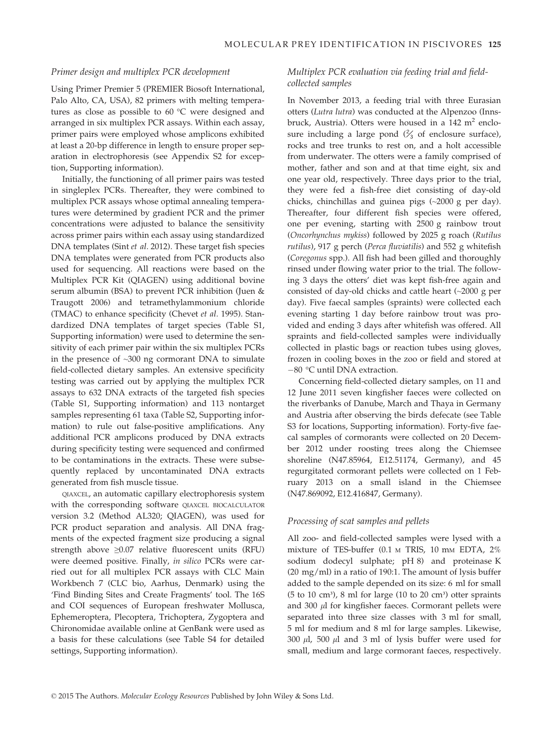### Primer design and multiplex PCR development

Using Primer Premier 5 (PREMIER Biosoft International, Palo Alto, CA, USA), 82 primers with melting temperatures as close as possible to 60 °C were designed and arranged in six multiplex PCR assays. Within each assay, primer pairs were employed whose amplicons exhibited at least a 20-bp difference in length to ensure proper separation in electrophoresis (see Appendix S2 for exception, Supporting information).

Initially, the functioning of all primer pairs was tested in singleplex PCRs. Thereafter, they were combined to multiplex PCR assays whose optimal annealing temperatures were determined by gradient PCR and the primer concentrations were adjusted to balance the sensitivity across primer pairs within each assay using standardized DNA templates (Sint *et al.* 2012). These target fish species DNA templates were generated from PCR products also used for sequencing. All reactions were based on the Multiplex PCR Kit (QIAGEN) using additional bovine serum albumin (BSA) to prevent PCR inhibition (Juen & Traugott 2006) and tetramethylammonium chloride (TMAC) to enhance specificity (Chevet *et al.* 1995). Standardized DNA templates of target species (Table S1, Supporting information) were used to determine the sensitivity of each primer pair within the six multiplex PCRs in the presence of ~300 ng cormorant DNA to simulate field-collected dietary samples. An extensive specificity testing was carried out by applying the multiplex PCR assays to 632 DNA extracts of the targeted fish species (Table S1, Supporting information) and 113 nontarget samples representing 61 taxa (Table S2, Supporting information) to rule out false-positive amplifications. Any additional PCR amplicons produced by DNA extracts during specificity testing were sequenced and confirmed to be contaminations in the extracts. These were subsequently replaced by uncontaminated DNA extracts generated from fish muscle tissue.

QIAXCEL, an automatic capillary electrophoresis system with the corresponding software QIAXCEL BIOCALCULATOR version 3.2 (Method AL320; QIAGEN), was used for PCR product separation and analysis. All DNA fragments of the expected fragment size producing a signal strength above ≥0.07 relative fluorescent units (RFU) were deemed positive. Finally, *in silico* PCRs were carried out for all multiplex PCR assays with CLC Main Workbench 7 (CLC bio, Aarhus, Denmark) using the 'Find Binding Sites and Create Fragments' tool. The 16S and COI sequences of European freshwater Mollusca, Ephemeroptera, Plecoptera, Trichoptera, Zygoptera and Chironomidae available online at GenBank were used as a basis for these calculations (see Table S4 for detailed settings, Supporting information).

### Multiplex PCR evaluation via feeding trial and field-collected samples

In November 2013, a feeding trial with three Eurasian otters (*Lutra lutra*) was conducted at the Alpenzoo (Innsbruck, Austria). Otters were housed in a 142 $m^2$ enclosure including a large pond (⅔ of enclosure surface), rocks and tree trunks to rest on, and a holt accessible from underwater. The otters were a family comprised of mother, father and son and at that time eight, six and one year old, respectively. Three days prior to the trial, they were fed a fish-free diet consisting of day-old chicks, chinchillas and guinea pigs (~2000 g per day). Thereafter, four different fish species were offered, one per evening, starting with 2500 g rainbow trout (*Oncorhynchus mykiss*) followed by 2025 g roach (*Rutilus rutilus*), 917 g perch (*Perca fluviatilis*) and 552 g whitefish (*Coregonus* spp.). All fish had been gilled and thoroughly rinsed under flowing water prior to the trial. The following 3 days the otters' diet was kept fish-free again and consisted of day-old chicks and cattle heart (~2000 g per day). Five faecal samples (spraints) were collected each evening starting 1 day before rainbow trout was provided and ending 3 days after whitefish was offered. All spraints and field-collected samples were individually collected in plastic bags or reaction tubes using gloves, frozen in cooling boxes in the zoo or field and stored at −80 °C until DNA extraction.

Concerning field-collected dietary samples, on 11 and 12 June 2011 seven kingfisher faeces were collected on the riverbanks of Danube, March and Thaya in Germany and Austria after observing the birds defecate (see Table S3 for locations, Supporting information). Forty-five faecal samples of cormorants were collected on 20 December 2012 under roosting trees along the Chiemsee shoreline (N47.85964, E12.51174, Germany), and 45 regurgitated cormorant pellets were collected on 1 February 2013 on a small island in the Chiemsee (N47.869092, E12.416847, Germany).

### Processing of scat samples and pellets

All zoo- and field-collected samples were lysed with a mixture of TES-buffer (0.1 M TRIS, 10 mM EDTA, 2% sodium dodecyl sulphate; pH 8) and proteinase K (20 mg/ml) in a ratio of 190:1. The amount of lysis buffer added to the sample depended on its size: 6 ml for small (5 to 10 $cm^3$), 8 ml for large (10 to 20 $cm^3$) otter spraints and 300 $\mu$l for kingfisher faeces. Cormorant pellets were separated into three size classes with 3 ml for small, 5 ml for medium and 8 ml for large samples. Likewise, 300 $\mu$l, 500 $\mu$l and 3 ml of lysis buffer were used for small, medium and large cormorant faeces, respectively.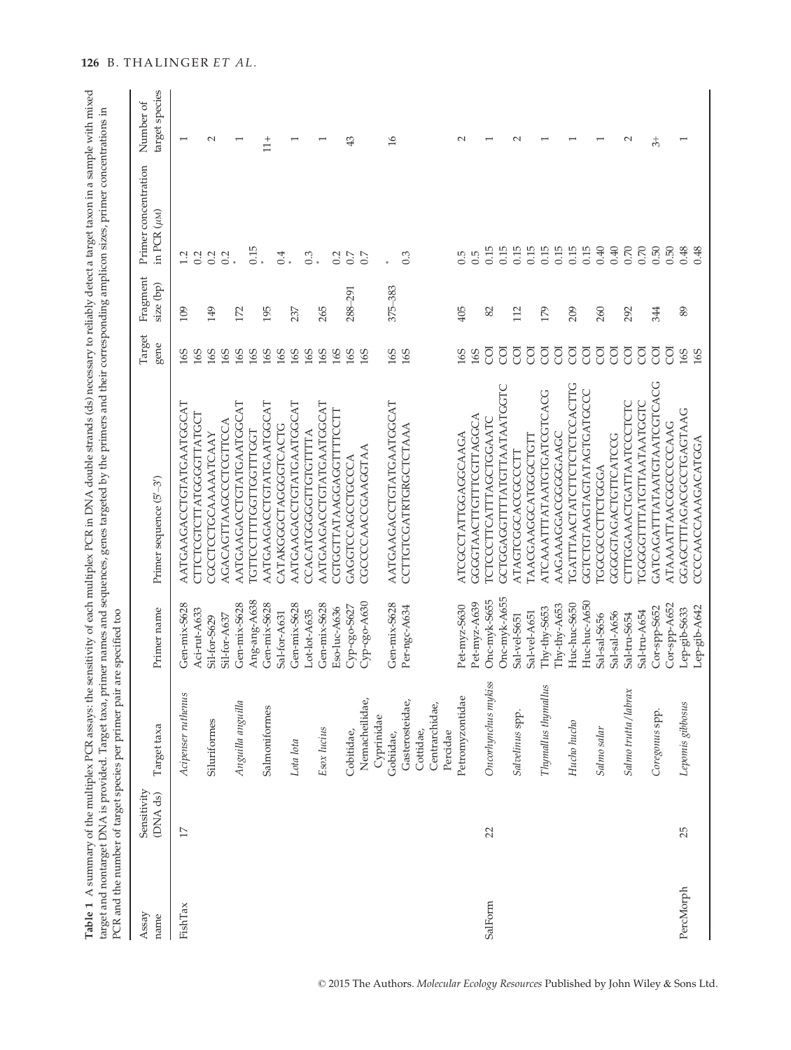**Table 1** A summary of the multiplex PCR assays: the sensitivity of each multiplex PCR in DNA double strands (ds) necessary to reliably detect a target taxon in a sample with mixed target and nontarget DNA is provided. Target taxa, primer names and sequences, genes targeted by the primers and their corresponding amplicon sizes, primer concentrations in PCR and the number of target species per primer pair are specified too

| Assay name | Sensitivity (DNA ds) | Target taxa | Primer name | Primer sequence (5′–3′) | Target gene | Fragment size (bp) | Primer concentration in PCR (μM) | Number of target species |
|---|---|---|---|---|---|---|---|---|
| FishTax | 17 | *Acipenser ruthenus* | Gen-mix-S628 | AATGAAGACCTGTATGAATGGCAT | 16S | 109 | 1.2 | 1 |
| | | | Aci-rut-A633 | CTTCTCGTCTTATGGGTTATGCT | 16S | | 0.2 | |
| | | Siluriformes | Sil-for-S629 | CGCCTCCTGCAAAAATCAAY | 16S | 149 | 0.2 | 2 |
| | | | Sil-for-A637 | AGACAGTTAAGCCCTCGTTCCA | 16S | | 0.2 | |
| | | *Anguilla anguilla* | Gen-mix-S628 | AATGAAGACCTGTATGAATGGCAT | 16S | 172 | * | 1 |
| | | | Ang-ang-A638 | TGTTCCTTTTGGTTGGTTTGGT | 16S | | 0.15 | |
| | | Salmoniformes | Gen-mix-S628 | AATGAAGACCTGTATGAATGGCAT | 16S | 195 | * | 11+ |
| | | | Sal-for-A631 | CATAKGGGCTAGGGTCACTG | 16S | | 0.4 | |
| | | *Lota lota* | Gen-mix-S628 | AATGAAGACCTGTATGAATGGCAT | 16S | 237 | * | 1 |
| | | | Lot-lot-A635 | CCACATGGGGTTGTGTTTTA | 16S | | 0.3 | |
| | | *Esox lucius* | Gen-mix-S628 | AATGAAGACCTGTATGAATGGCAT | 16S | 265 | * | 1 |
| | | | Eso-luc-A636 | CGTGGTTATAAGGAGGTTTTCCTT | 16S | | 0.2 | |
| | | Cobitidae, Nemacheilidae, Cyprinidae | Cyp-cgo-S627 | GAGGTCCAGCCTGCCCA | 16S | 288–291 | 0.7 | 43 |
| | | | Cyp-cgo-A630 | CGCCCCAACCGAAGGTAA | 16S | | 0.7 | |
| | | Gobiidae, Gasterosteidae, Cottidae, Centrarchidae, Percidae | Gen-mix-S628 | AATGAAGACCTGTATGAATGGCAT | 16S | 375–383 | * | 16 |
| | | | Per-ngc-A634 | CCTTGTCGATRTGRCTCTAAA | 16S | | 0.3 | |
| | | Petromyzontidae | Pet-myz-S630 | ATCGCCTATTGGAGGCAAGA | 16S | 405 | 0.5 | 2 |
| | | | Pet-myz-A639 | GGGGTAACTTGTTCGTTAGGCA | 16S | | 0.5 | |
| SalForm | 22 | *Oncorhynchus mykiss* | Onc-myk-S655 | TCTCCCTTCATTTAGCTGGAATC | COI | 82 | 0.15 | 1 |
| | | | Onc-myk-A655 | GCTGGAGGTTTTATGTTAATAATGGTC | COI | | 0.15 | |
| | | *Salvelinus* spp. | Sal-vel-S651 | ATAGTCGGCACCGCCCTT | COI | 112 | 0.15 | 2 |
| | | | Sal-vel-A651 | TAACGAAGGCATGGGCTGTT | COI | | 0.15 | |
| | | *Thymallus thymallus* | Thy-thy-S653 | ATCAAATTTATAATGTGATCGTCACG | COI | 179 | 0.15 | 1 |
| | | | Thy-thy-A653 | AAGAAAGGACGGGGAAGC | COI | | 0.15 | |
| | | *Hucho hucho* | Huc-huc-S650 | TGATTTAACTATCTTCTCTCCACTTG | COI | 209 | 0.15 | 1 |
| | | | Huc-huc-A650 | GGTCTGTAAGTAGTATAGTGATGCCC | COI | | 0.15 | |
| | | *Salmo salar* | Sal-sal-S656 | TGGCGCCCTTCTGGGA | COI | 260 | 0.40 | 1 |
| | | | Sal-sal-A656 | GGGGTAGACTGTTCATCCG | COI | | 0.40 | |
| | | *Salmo trutta/labrax* | Sal-tru-S654 | CTTTGGAAACTGATTAATCCCTCTC | COI | 292 | 0.70 | 2 |
| | | | Sal-tru-A654 | TGGGGTTTATGTTAATAATGGTC | COI | | 0.70 | |
| | | *Coregonus* spp. | Cor-spp-S652 | GATCAGATTATAATGTAATCGTCACG | COI | 344 | 0.50 | 3+ |
| | | | Cor-spp-A652 | ATAAAATTAACGGCCCCCAAG | COI | | 0.50 | |
| PercMorph | 25 | *Lepomis gibbosus* | Lep-gib-S633 | GGAGCTTTAGACGCCTGAGTAAG | 16S | 89 | 0.48 | 1 |
| | | | Lep-gib-A642 | CCCCAACCAAAGACATGGA | 16S | | 0.48 | |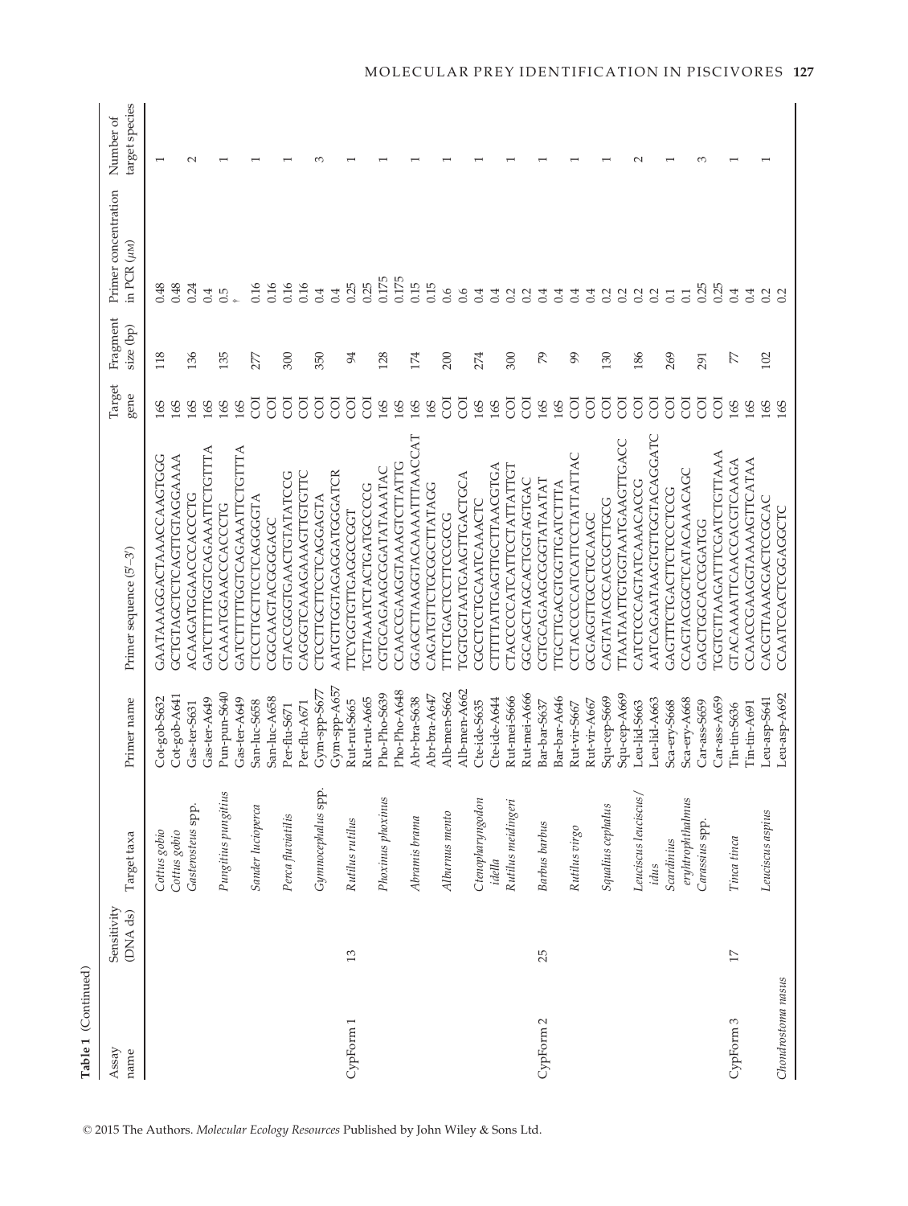**Table 1** (Continued)

| Assay name | Sensitivity (DNA ds) | Target taxa | Primer name | Primer sequence (5′–3′) | Target gene | Fragment size (bp) | Primer concentration in PCR (μM) | Number of target species |
|---|---|---|---|---|---|---|---|---|
| | | *Cottus gobio* | Cot-gob-S632 | GAATAAAGGACTAAACCAAGTGGG | 16S | 118 | 0.48 | 1 |
| | | *Cottus gobio* | Cot-gob-A641 | GCTGTAGCTCTCAGTTGTAGGAAAA | 16S | | 0.48 | |
| | | *Gasterosteus* spp. | Gas-ter-S631 | ACAAGATGGAACCCACCCTG | 16S | 136 | 0.24 | 2 |
| | | | Gas-ter-A649 | GATCTTTTGGTCAGAAATTCTGTTTA | 16S | | 0.4 | |
| | | *Pungitius pungitius* | Pun-pun-S640 | CCAAATGGAACCCACCCTG | 16S | 135 | 0.5 | 1 |
| | | | Gas-ter-A649 | GATCTTTTGGTCAGAAATTCTGTTTA | 16S | | † | |
| | | *Sander lucioperca* | San-luc-S658 | CTCCTTGCTTCCTCAGGGTA | COI | 277 | 0.16 | 1 |
| | | | San-luc-A658 | CGGCAAGTACGGGGAGC | COI | | 0.16 | |
| | | *Perca fluviatilis* | Per-flu-S671 | GTACCGGTGAACTGTATATCCG | COI | 300 | 0.16 | 1 |
| | | | Per-flu-A671 | CAGGGTCAAAGAAAGTTGTGTTC | COI | | 0.16 | |
| | | *Gymnocephalus* spp. | Gym-spp-S677 | CTCCTTGCTTCCTCAGGAGTA | COI | 350 | 0.4 | 3 |
| | | | Gym-spp-A657 | AATGTTGGTAGAGGATGGGATCR | COI | | 0.4 | |
| CypForm 1 | 13 | *Rutilus rutilus* | Rut-rut-S665 | TTCYGGTGTTGAGGCCGGT | COI | 94 | 0.25 | 1 |
| | | | Rut-rut-A665 | TGTTAAATCTACTGATGCCCCG | COI | | 0.25 | |
| | | *Phoxinus phoxinus* | Pho-Pho-S639 | CGTGCAGAAGCGGATATAAATAC | 16S | 128 | 0.175 | 1 |
| | | | Pho-Pho-A648 | CCAACCGAAGGTAAAGTCTTATTG | 16S | | 0.175 | |
| | | *Abramis brama* | Abr-bra-S638 | GGAGCTTAAGGTACAAAATTTAACCAT | 16S | 174 | 0.15 | 1 |
| | | | Abr-bra-A647 | CAGATGTTCTGCGGCTTATAGG | 16S | | 0.15 | |
| | | *Alburnus mento* | Alb-men-S662 | TTTCTGACTCCTTCCGCCG | COI | 200 | 0.6 | 1 |
| | | | Alb-men-A662 | TGGTGGTAATGAAGTTGACTGCA | COI | | 0.6 | |
| | | *Ctenopharyngodon idella* | Cte-ide-S635 | CGCCTCCTGCAATCAAACTC | 16S | 274 | 0.4 | 1 |
| | | | Cte-ide-A644 | CTTTTTATTGAGTTGCTTAACGTGA | 16S | | 0.4 | |
| | | *Rutilus meidingeri* | Rut-mei-S666 | CTACCCCCATCATTCCTATTATTGT | COI | 300 | 0.2 | 1 |
| | | | Rut-mei-A666 | GGCAGCTAGCACTGGTAGTGAC | COI | | 0.2 | |
| CypForm 2 | 25 | *Barbus barbus* | Bar-bar-S637 | CGTGCAGAAGCGGGTATAATAT | 16S | 79 | 0.4 | 1 |
| | | | Bar-bar-A646 | TTGCTTGACGTGGTTGATCTTTA | 16S | | 0.4 | |
| | | *Rutilus virgo* | Rut-vir-S667 | CCTACCCCCATCATTCCTATTATTAC | COI | 99 | 0.4 | 1 |
| | | | Rut-vir-A667 | GCGAGGTTGCCTGCAAGC | COI | | 0.4 | |
| | | *Squalius cephalus* | Squ-cep-S669 | CAGTATACCCACCGCTTGCG | COI | 130 | 0.2 | 1 |
| | | | Squ-cep-A669 | TTAATAATTGTGGTAATGAAGTTGACC | COI | | 0.2 | |
| | | *Leuciscus leuciscus/ idus* | Leu-lid-S663 | CATCTCCCAGTATCAAACACCG | COI | 186 | 0.2 | 2 |
| | | | Leu-lid-A663 | AATCAGAATAAGTGTTGGTACAGGATC | COI | | 0.2 | |
| | | *Scardinius erythrophthalmus* | Sca-ery-S668 | GAGTTCTGACTTCTCCCTCCG | COI | 269 | 0.1 | 1 |
| | | | Sca-ery-A668 | CCAGTACGGCTCATACAAACAGC | COI | | 0.1 | |
| | | *Carassius* spp. | Car-ass-S659 | GAGCTGGCACCGGATGG | COI | 291 | 0.25 | 3 |
| | | | Car-ass-A659 | TGGTGTTAAGATTCGATCTGTTAAA | COI | | 0.25 | |
| CypForm 3 | 17 | *Tinca tinca* | Tin-tin-S636 | GTACAAAATTCAACCACGTCAAGA | 16S | 77 | 0.4 | 1 |
| | | | Tin-tin-A691 | CCAACCGAAGGTAAAGTTCATAA | 16S | | 0.4 | |
| | | *Leuciscus aspius* | Leu-asp-S641 | CACGTTAAACGACTCCGCAC | 16S | 102 | 0.2 | 1 |
| *Chondrostoma nasus* | | | Leu-asp-A692 | CCAATCCACTCGGAGGCTC | 16S | | 0.2 | |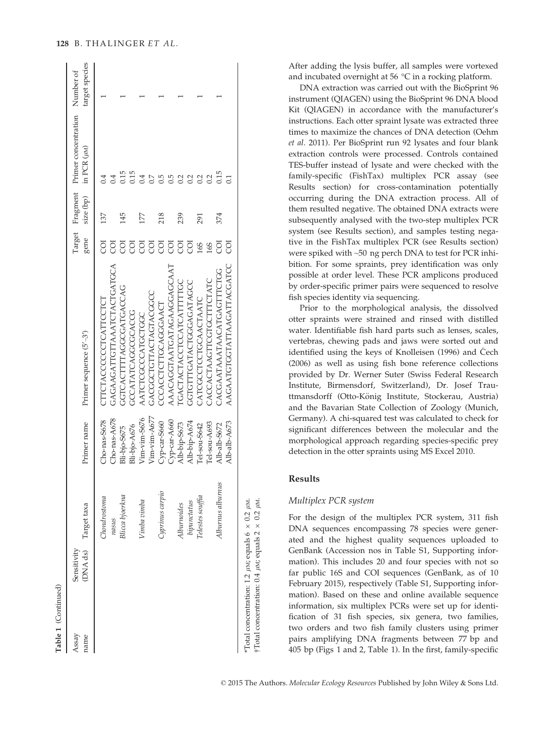**Table 1** (Continued)

| Assay name | Sensitivity (DNA ds) | Target taxa | Primer name | Primer sequence (5′–3′) | Target gene | Fragment size (bp) | Primer concentration in PCR (µM) | Number of target species |
|---|---|---|---|---|---|---|---|---|
| | | *Chondrostoma nasus* | Cho-nas-S678 | CTTCTACCCCCTCATTCCTCT | COI | 137 | 0.4 | 1 |
| | | | Cho-nas-A678 | GAGAAGATTGTTAAATCTACTGATGCA | COI | | 0.4 | |
| | | *Blicca bjoerkna* | Bli-bjo-S675 | GGTCACTTTTAGGCGATGACCAG | COI | 145 | 0.15 | 1 |
| | | | Bli-bjo-A676 | GCCATATCAGGCGCACCG | COI | | 0.15 | |
| | | *Vimba vimba* | Vim-vim-S676 | AATCTCGCCCATGCTGGC | COI | 177 | 0.4 | 1 |
| | | | Vim-vim-A677 | GACGGCTGTTACTAGTACGGCC | COI | | 0.7 | |
| | | *Cyprinus carpio* | Cyp-car-S660 | CCCACCTCTTGCAGGGAACT | COI | 218 | 0.5 | 1 |
| | | | Cyp-car-A660 | AAACAGGTAATGATAGAAGGAGCAAT | COI | | 0.5 | |
| | | *Alburnoides bipunctatus* | Alb-bip-S673 | TGACTACTACCTCCATCATTTTGC | COI | 239 | 0.2 | 1 |
| | | | Alb-bip-A674 | GGTGTTTGATACTGGGAGATAGCC | COI | | 0.2 | |
| | | *Telestes souffia* | Tel-sou-S642 | CATCGCCTCCTGCAACTAATC | 16S | 291 | 0.2 | 1 |
| | | | Tel-sou-A693 | CACCACTAAGTTCGTGCTTTCTATC | 16S | | 0.2 | |
| | | *Alburnus alburnus* | Alb-alb-S672 | CACGAATAAATAACATGAGTTTCTGG | COI | 374 | 0.15 | 1 |
| | | | Alb-alb-A673 | AAGAATGTGGTATTAAGATTACGATCC | COI | | 0.1 | |

*Total concentration: 1.2 µM; equals 6 × 0.2 µM.
†Total concentration: 0.4 µM; equals 2 × 0.2 µM.

After adding the lysis buffer, all samples were vortexed and incubated overnight at 56 °C in a rocking platform.

DNA extraction was carried out with the BioSprint 96 instrument (QIAGEN) using the BioSprint 96 DNA blood Kit (QIAGEN) in accordance with the manufacturer's instructions. Each otter spraint lysate was extracted three times to maximize the chances of DNA detection (Oehm *et al.* 2011). Per BioSprint run 92 lysates and four blank extraction controls were processed. Controls contained TES-buffer instead of lysate and were checked with the family-specific (FishTax) multiplex PCR assay (see Results section) for cross-contamination potentially occurring during the DNA extraction process. All of them resulted negative. The obtained DNA extracts were subsequently analysed with the two-step multiplex PCR system (see Results section), and samples testing negative in the FishTax multiplex PCR (see Results section) were spiked with ~50 ng perch DNA to test for PCR inhibition. For some spraints, prey identification was only possible at order level. These PCR amplicons produced by order-specific primer pairs were sequenced to resolve fish species identity via sequencing.

Prior to the morphological analysis, the dissolved otter spraints were strained and rinsed with distilled water. Identifiable fish hard parts such as lenses, scales, vertebras, chewing pads and jaws were sorted out and identified using the keys of Knolleisen (1996) and Čech (2006) as well as using fish bone reference collections provided by Dr. Werner Suter (Swiss Federal Research Institute, Birmensdorf, Switzerland), Dr. Josef Trauttmansdorff (Otto-König Institute, Stockerau, Austria) and the Bavarian State Collection of Zoology (Munich, Germany). A chi-squared test was calculated to check for significant differences between the molecular and the morphological approach regarding species-specific prey detection in the otter spraints using MS Excel 2010.

## Results

### Multiplex PCR system

For the design of the multiplex PCR system, 311 fish DNA sequences encompassing 78 species were generated and the highest quality sequences uploaded to GenBank (Accession nos in Table S1, Supporting information). This includes 20 and four species with not so far public 16S and COI sequences (GenBank, as of 10 February 2015), respectively (Table S1, Supporting information). Based on these and online available sequence information, six multiplex PCRs were set up for identification of 31 fish species, six genera, two families, two orders and two fish family clusters using primer pairs amplifying DNA fragments between 77 bp and 405 bp (Figs 1 and 2, Table 1). In the first, family-specific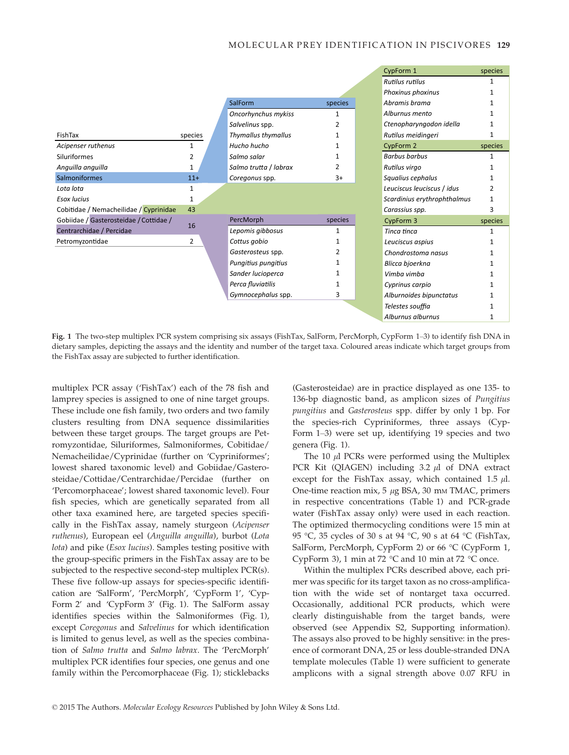| FishTax | species |
|---|---|
| *Acipenser ruthenus* | 1 |
| Siluriformes | 2 |
| *Anguilla anguilla* | 1 |
| Salmoniformes | 11+ |
| *Lota lota* | 1 |
| *Esox lucius* | 1 |
| Cobitidae / Nemacheilidae / Cyprinidae | 43 |
| Gobiidae / Gasterosteidae / Cottidae / Centrarchidae / Percidae | 16 |
| Petromyzontidae | 2 |

| SalForm | species |
|---|---|
| *Oncorhynchus mykiss* | 1 |
| *Salvelinus* spp. | 2 |
| *Thymallus thymallus* | 1 |
| *Hucho hucho* | 1 |
| *Salmo salar* | 1 |
| *Salmo trutta / labrax* | 2 |
| *Coregonus* spp. | 3+ |

| PercMorph | species |
|---|---|
| *Lepomis gibbosus* | 1 |
| *Cottus gobio* | 1 |
| *Gasterosteus* spp. | 2 |
| *Pungitius pungitius* | 1 |
| *Sander lucioperca* | 1 |
| *Perca fluviatilis* | 1 |
| *Gymnocephalus* spp. | 3 |

| CypForm 1 | species |
|---|---|
| *Rutilus rutilus* | 1 |
| *Phoxinus phoxinus* | 1 |
| *Abramis brama* | 1 |
| *Alburnus mento* | 1 |
| *Ctenopharyngodon idella* | 1 |
| *Rutilus meidingeri* | 1 |

| CypForm 2 | species |
|---|---|
| *Barbus barbus* | 1 |
| *Rutilus virgo* | 1 |
| *Squalius cephalus* | 1 |
| *Leuciscus leuciscus / idus* | 2 |
| *Scardinius erythrophthalmus* | 1 |
| *Carassius spp.* | 3 |

| CypForm 3 | species |
|---|---|
| *Tinca tinca* | 1 |
| *Leuciscus aspius* | 1 |
| *Chondrostoma nasus* | 1 |
| *Blicca bjoerkna* | 1 |
| *Vimba vimba* | 1 |
| *Cyprinus carpio* | 1 |
| *Alburnoides bipunctatus* | 1 |
| *Telestes souffia* | 1 |
| *Alburnus alburnus* | 1 |

**Fig. 1** The two-step multiplex PCR system comprising six assays (FishTax, SalForm, PercMorph, CypForm 1–3) to identify fish DNA in dietary samples, depicting the assays and the identity and number of the target taxa. Coloured areas indicate which target groups from the FishTax assay are subjected to further identification.

multiplex PCR assay ('FishTax') each of the 78 fish and lamprey species is assigned to one of nine target groups. These include one fish family, two orders and two family clusters resulting from DNA sequence dissimilarities between these target groups. The target groups are Petromyzontidae, Siluriformes, Salmoniformes, Cobitidae/Nemacheilidae/Cyprinidae (further on 'Cypriniformes'; lowest shared taxonomic level) and Gobiidae/Gasterosteidae/Cottidae/Centrarchidae/Percidae (further on 'Percomorphaceae'; lowest shared taxonomic level). Four fish species, which are genetically separated from all other taxa examined here, are targeted species specifically in the FishTax assay, namely sturgeon (*Acipenser ruthenus*), European eel (*Anguilla anguilla*), burbot (*Lota lota*) and pike (*Esox lucius*). Samples testing positive with the group-specific primers in the FishTax assay are to be subjected to the respective second-step multiplex PCR(s). These five follow-up assays for species-specific identification are 'SalForm', 'PercMorph', 'CypForm 1', 'CypForm 2' and 'CypForm 3' (Fig. 1). The SalForm assay identifies species within the Salmoniformes (Fig. 1), except *Coregonus* and *Salvelinus* for which identification is limited to genus level, as well as the species combination of *Salmo trutta* and *Salmo labrax*. The 'PercMorph' multiplex PCR identifies four species, one genus and one family within the Percomorphaceae (Fig. 1); sticklebacks (Gasterosteidae) are in practice displayed as one 135- to 136-bp diagnostic band, as amplicon sizes of *Pungitius pungitius* and *Gasterosteus* spp. differ by only 1 bp. For the species-rich Cypriniformes, three assays (CypForm 1–3) were set up, identifying 19 species and two genera (Fig. 1).

The 10 μl PCRs were performed using the Multiplex PCR Kit (QIAGEN) including 3.2 μl of DNA extract except for the FishTax assay, which contained 1.5 μl. One-time reaction mix, 5 μg BSA, 30 mM TMAC, primers in respective concentrations (Table 1) and PCR-grade water (FishTax assay only) were used in each reaction. The optimized thermocycling conditions were 15 min at 95 °C, 35 cycles of 30 s at 94 °C, 90 s at 64 °C (FishTax, SalForm, PercMorph, CypForm 2) or 66 °C (CypForm 1, CypForm 3), 1 min at 72 °C and 10 min at 72 °C once.

Within the multiplex PCRs described above, each primer was specific for its target taxon as no cross-amplification with the wide set of nontarget taxa occurred. Occasionally, additional PCR products, which were clearly distinguishable from the target bands, were observed (see Appendix S2, Supporting information). The assays also proved to be highly sensitive: in the presence of cormorant DNA, 25 or less double-stranded DNA template molecules (Table 1) were sufficient to generate amplicons with a signal strength above 0.07 RFU in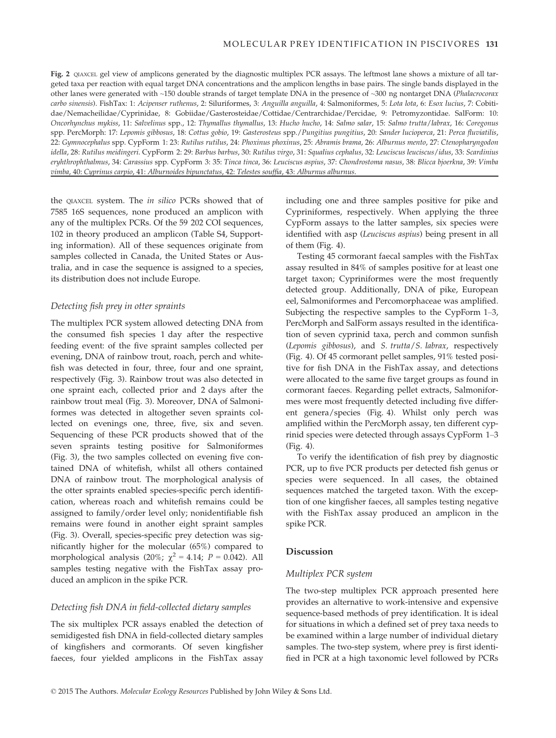**Fig. 2** QIAXCEL gel view of amplicons generated by the diagnostic multiplex PCR assays. The leftmost lane shows a mixture of all targeted taxa per reaction with equal target DNA concentrations and the amplicon lengths in base pairs. The single bands displayed in the other lanes were generated with ~150 double strands of target template DNA in the presence of ~300 ng nontarget DNA (*Phalacrocorax carbo sinensis*). FishTax: 1: *Acipenser ruthenus*, 2: Siluriformes, 3: *Anguilla anguilla*, 4: Salmoniformes, 5: *Lota lota*, 6: *Esox lucius*, 7: Cobitidae/Nemacheilidae/Cyprinidae, 8: Gobiidae/Gasterosteidae/Cottidae/Centrarchidae/Percidae, 9: Petromyzontidae. SalForm: 10: *Oncorhynchus mykiss*, 11: *Salvelinus* spp., 12: *Thymallus thymallus*, 13: *Hucho hucho*, 14: *Salmo salar*, 15: *Salmo trutta*/*labrax*, 16: *Coregonus* spp. PercMorph: 17: *Lepomis gibbosus*, 18: *Cottus gobio*, 19: *Gasterosteus* spp./*Pungitius pungitius*, 20: *Sander lucioperca*, 21: *Perca fluviatilis*, 22: *Gymnocephalus* spp. CypForm 1: 23: *Rutilus rutilus*, 24: *Phoxinus phoxinus*, 25: *Abramis brama*, 26: *Alburnus mento*, 27: *Ctenopharyngodon idella*, 28: *Rutilus meidingeri*. CypForm 2: 29: *Barbus barbus*, 30: *Rutilus virgo*, 31: *Squalius cephalus*, 32: *Leuciscus leuciscus*/*idus*, 33: *Scardinius eryhthrophthalmus*, 34: *Carassius* spp. CypForm 3: 35: *Tinca tinca*, 36: *Leuciscus aspius*, 37: *Chondrostoma nasus*, 38: *Blicca bjoerkna*, 39: *Vimba vimba*, 40: *Cyprinus carpio*, 41: *Alburnoides bipunctatus*, 42: *Telestes souffia*, 43: *Alburnus alburnus*.

the QIAXCEL system. The *in silico* PCRs showed that of 7585 16S sequences, none produced an amplicon with any of the multiplex PCRs. Of the 59 202 COI sequences, 102 in theory produced an amplicon (Table S4, Supporting information). All of these sequences originate from samples collected in Canada, the United States or Australia, and in case the sequence is assigned to a species, its distribution does not include Europe.

### Detecting fish prey in otter spraints

The multiplex PCR system allowed detecting DNA from the consumed fish species 1 day after the respective feeding event: of the five spraint samples collected per evening, DNA of rainbow trout, roach, perch and whitefish was detected in four, three, four and one spraint, respectively (Fig. 3). Rainbow trout was also detected in one spraint each, collected prior and 2 days after the rainbow trout meal (Fig. 3). Moreover, DNA of Salmoniformes was detected in altogether seven spraints collected on evenings one, three, five, six and seven. Sequencing of these PCR products showed that of the seven spraints testing positive for Salmoniformes (Fig. 3), the two samples collected on evening five contained DNA of whitefish, whilst all others contained DNA of rainbow trout. The morphological analysis of the otter spraints enabled species-specific perch identification, whereas roach and whitefish remains could be assigned to family/order level only; nonidentifiable fish remains were found in another eight spraint samples (Fig. 3). Overall, species-specific prey detection was significantly higher for the molecular (65%) compared to morphological analysis (20%; $\chi^2 = 4.14$; $P = 0.042$). All samples testing negative with the FishTax assay produced an amplicon in the spike PCR.

### Detecting fish DNA in field-collected dietary samples

The six multiplex PCR assays enabled the detection of semidigested fish DNA in field-collected dietary samples of kingfishers and cormorants. Of seven kingfisher faeces, four yielded amplicons in the FishTax assay including one and three samples positive for pike and Cypriniformes, respectively. When applying the three CypForm assays to the latter samples, six species were identified with asp (*Leuciscus aspius*) being present in all of them (Fig. 4).

Testing 45 cormorant faecal samples with the FishTax assay resulted in 84% of samples positive for at least one target taxon; Cypriniformes were the most frequently detected group. Additionally, DNA of pike, European eel, Salmoniformes and Percomorphaceae was amplified. Subjecting the respective samples to the CypForm 1–3, PercMorph and SalForm assays resulted in the identification of seven cyprinid taxa, perch and common sunfish (*Lepomis gibbosus*), and *S. trutta*/*S. labrax*, respectively (Fig. 4). Of 45 cormorant pellet samples, 91% tested positive for fish DNA in the FishTax assay, and detections were allocated to the same five target groups as found in cormorant faeces. Regarding pellet extracts, Salmoniformes were most frequently detected including five different genera/species (Fig. 4). Whilst only perch was amplified within the PercMorph assay, ten different cyprinid species were detected through assays CypForm 1–3 (Fig. 4).

To verify the identification of fish prey by diagnostic PCR, up to five PCR products per detected fish genus or species were sequenced. In all cases, the obtained sequences matched the targeted taxon. With the exception of one kingfisher faeces, all samples testing negative with the FishTax assay produced an amplicon in the spike PCR.

## Discussion

### Multiplex PCR system

The two-step multiplex PCR approach presented here provides an alternative to work-intensive and expensive sequence-based methods of prey identification. It is ideal for situations in which a defined set of prey taxa needs to be examined within a large number of individual dietary samples. The two-step system, where prey is first identified in PCR at a high taxonomic level followed by PCRs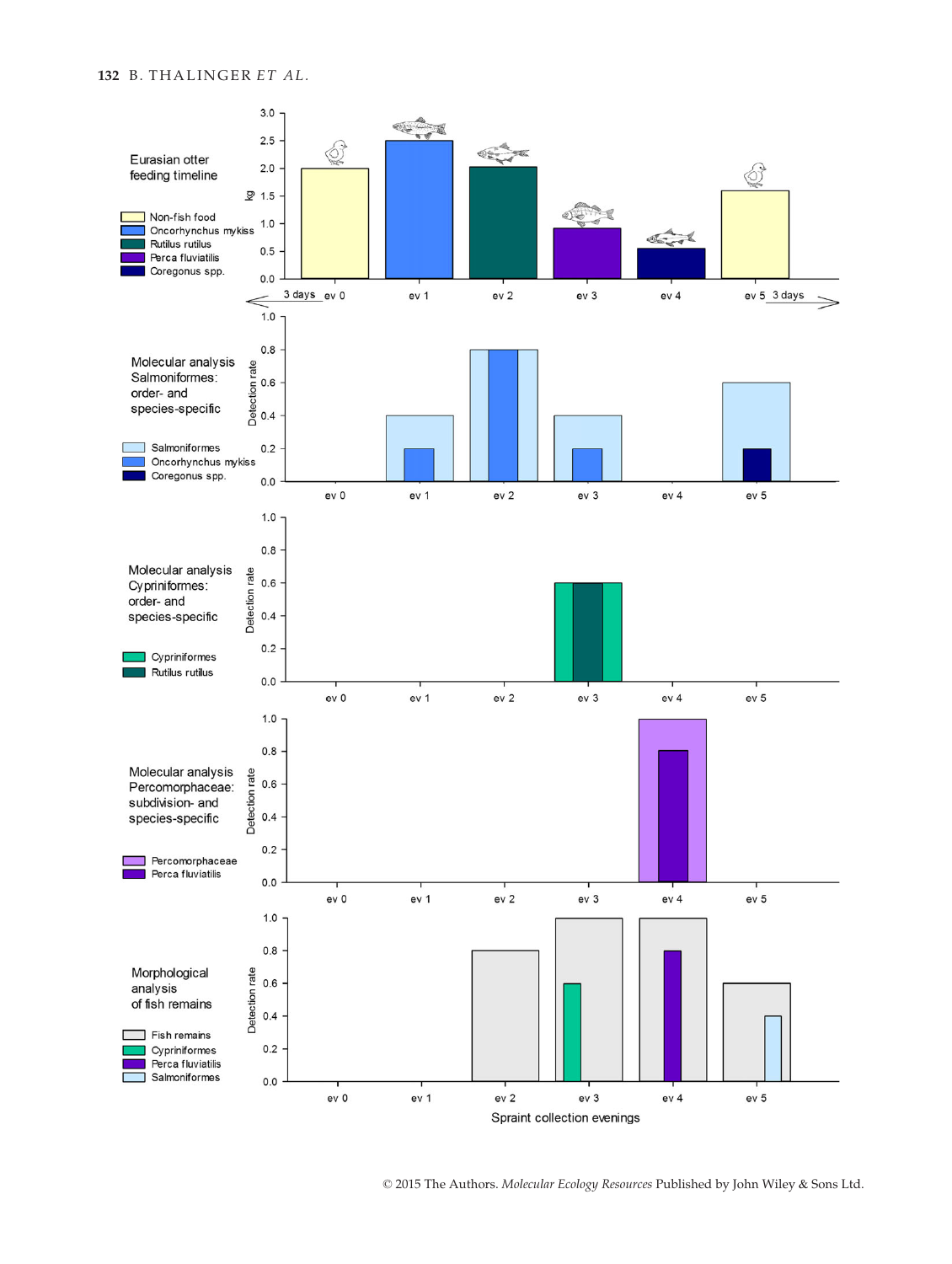Eurasian otter feeding timeline

- Non-fish food
- Oncorhynchus mykiss
- Rutilus rutilus
- Perca fluviatilis
- Coregonus spp.

kg

3 days ev 0 ev 1 ev 2 ev 3 ev 4 ev 5 3 days

Molecular analysis Salmoniformes: order- and species-specific

- Salmoniformes
- Oncorhynchus mykiss
- Coregonus spp.

Detection rate

Molecular analysis Cypriniformes: order- and species-specific

- Cypriniformes
- Rutilus rutilus

Detection rate

Molecular analysis Percomorphaceae: subdivision- and species-specific

- Percomorphaceae
- Perca fluviatilis

Detection rate

Morphological analysis of fish remains

- Fish remains
- Cypriniformes
- Perca fluviatilis
- Salmoniformes

Detection rate

Spraint collection evenings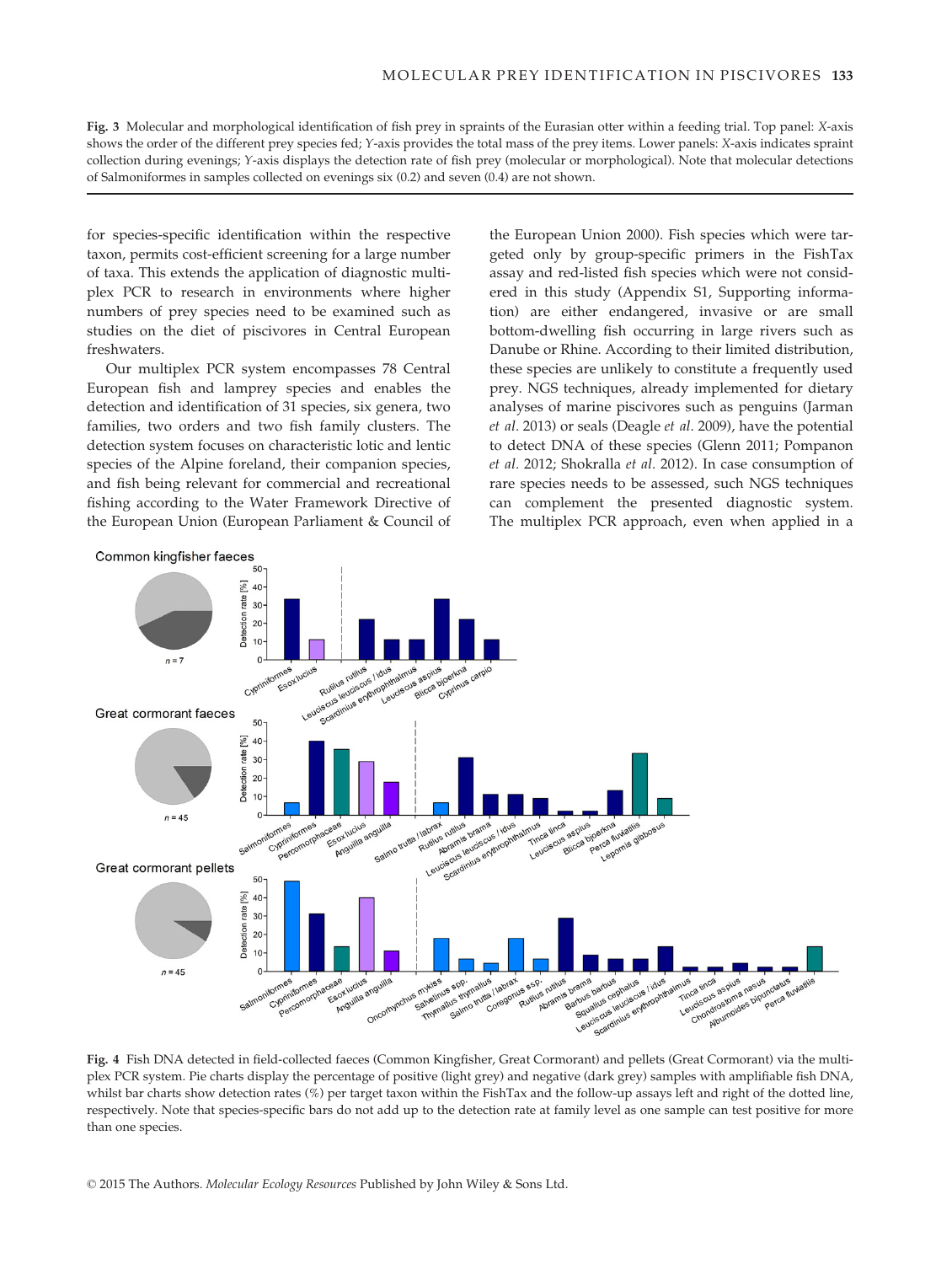**Fig. 3** Molecular and morphological identification of fish prey in spraints of the Eurasian otter within a feeding trial. Top panel: *X*-axis shows the order of the different prey species fed; *Y*-axis provides the total mass of the prey items. Lower panels: *X*-axis indicates spraint collection during evenings; *Y*-axis displays the detection rate of fish prey (molecular or morphological). Note that molecular detections of Salmoniformes in samples collected on evenings six (0.2) and seven (0.4) are not shown.

for species-specific identification within the respective taxon, permits cost-efficient screening for a large number of taxa. This extends the application of diagnostic multiplex PCR to research in environments where higher numbers of prey species need to be examined such as studies on the diet of piscivores in Central European freshwaters.

Our multiplex PCR system encompasses 78 Central European fish and lamprey species and enables the detection and identification of 31 species, six genera, two families, two orders and two fish family clusters. The detection system focuses on characteristic lotic and lentic species of the Alpine foreland, their companion species, and fish being relevant for commercial and recreational fishing according to the Water Framework Directive of the European Union (European Parliament & Council of the European Union 2000). Fish species which were targeted only by group-specific primers in the FishTax assay and red-listed fish species which were not considered in this study (Appendix S1, Supporting information) are either endangered, invasive or are small bottom-dwelling fish occurring in large rivers such as Danube or Rhine. According to their limited distribution, these species are unlikely to constitute a frequently used prey. NGS techniques, already implemented for dietary analyses of marine piscivores such as penguins (Jarman *et al.* 2013) or seals (Deagle *et al.* 2009), have the potential to detect DNA of these species (Glenn 2011; Pompanon *et al.* 2012; Shokralla *et al.* 2012). In case consumption of rare species needs to be assessed, such NGS techniques can complement the presented diagnostic system. The multiplex PCR approach, even when applied in a

**Fig. 4** Fish DNA detected in field-collected faeces (Common Kingfisher, Great Cormorant) and pellets (Great Cormorant) via the multiplex PCR system. Pie charts display the percentage of positive (light grey) and negative (dark grey) samples with amplifiable fish DNA, whilst bar charts show detection rates (%) per target taxon within the FishTax and the follow-up assays left and right of the dotted line, respectively. Note that species-specific bars do not add up to the detection rate at family level as one sample can test positive for more than one species.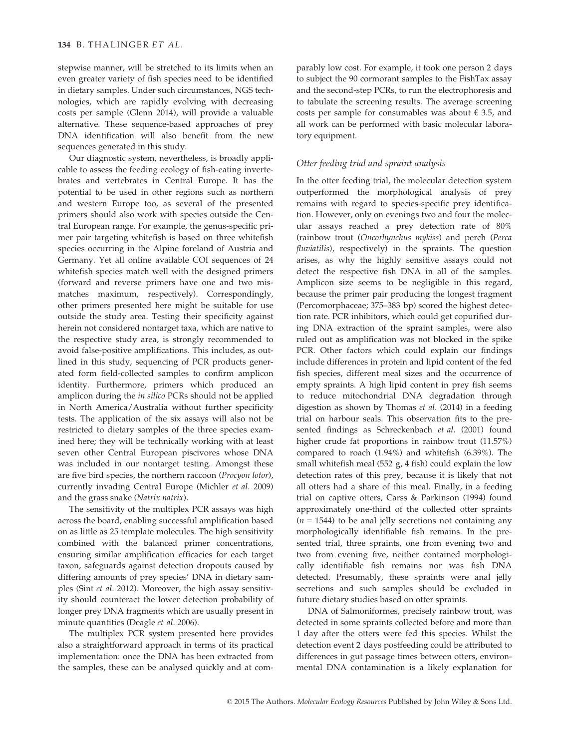stepwise manner, will be stretched to its limits when an even greater variety of fish species need to be identified in dietary samples. Under such circumstances, NGS technologies, which are rapidly evolving with decreasing costs per sample (Glenn 2014), will provide a valuable alternative. These sequence-based approaches of prey DNA identification will also benefit from the new sequences generated in this study.

Our diagnostic system, nevertheless, is broadly applicable to assess the feeding ecology of fish-eating invertebrates and vertebrates in Central Europe. It has the potential to be used in other regions such as northern and western Europe too, as several of the presented primers should also work with species outside the Central European range. For example, the genus-specific primer pair targeting whitefish is based on three whitefish species occurring in the Alpine foreland of Austria and Germany. Yet all online available COI sequences of 24 whitefish species match well with the designed primers (forward and reverse primers have one and two mismatches maximum, respectively). Correspondingly, other primers presented here might be suitable for use outside the study area. Testing their specificity against herein not considered nontarget taxa, which are native to the respective study area, is strongly recommended to avoid false-positive amplifications. This includes, as outlined in this study, sequencing of PCR products generated form field-collected samples to confirm amplicon identity. Furthermore, primers which produced an amplicon during the *in silico* PCRs should not be applied in North America/Australia without further specificity tests. The application of the six assays will also not be restricted to dietary samples of the three species examined here; they will be technically working with at least seven other Central European piscivores whose DNA was included in our nontarget testing. Amongst these are five bird species, the northern raccoon (*Procyon lotor*), currently invading Central Europe (Michler *et al.* 2009) and the grass snake (*Natrix natrix*).

The sensitivity of the multiplex PCR assays was high across the board, enabling successful amplification based on as little as 25 template molecules. The high sensitivity combined with the balanced primer concentrations, ensuring similar amplification efficacies for each target taxon, safeguards against detection dropouts caused by differing amounts of prey species' DNA in dietary samples (Sint *et al.* 2012). Moreover, the high assay sensitivity should counteract the lower detection probability of longer prey DNA fragments which are usually present in minute quantities (Deagle *et al.* 2006).

The multiplex PCR system presented here provides also a straightforward approach in terms of its practical implementation: once the DNA has been extracted from the samples, these can be analysed quickly and at comparably low cost. For example, it took one person 2 days to subject the 90 cormorant samples to the FishTax assay and the second-step PCRs, to run the electrophoresis and to tabulate the screening results. The average screening costs per sample for consumables was about € 3.5, and all work can be performed with basic molecular laboratory equipment.

### Otter feeding trial and spraint analysis

In the otter feeding trial, the molecular detection system outperformed the morphological analysis of prey remains with regard to species-specific prey identification. However, only on evenings two and four the molecular assays reached a prey detection rate of 80% (rainbow trout (*Oncorhynchus mykiss*) and perch (*Perca fluviatilis*), respectively) in the spraints. The question arises, as why the highly sensitive assays could not detect the respective fish DNA in all of the samples. Amplicon size seems to be negligible in this regard, because the primer pair producing the longest fragment (Percomorphaceae; 375–383 bp) scored the highest detection rate. PCR inhibitors, which could get copurified during DNA extraction of the spraint samples, were also ruled out as amplification was not blocked in the spike PCR. Other factors which could explain our findings include differences in protein and lipid content of the fed fish species, different meal sizes and the occurrence of empty spraints. A high lipid content in prey fish seems to reduce mitochondrial DNA degradation through digestion as shown by Thomas *et al.* (2014) in a feeding trial on harbour seals. This observation fits to the presented findings as Schreckenbach *et al.* (2001) found higher crude fat proportions in rainbow trout (11.57%) compared to roach (1.94%) and whitefish (6.39%). The small whitefish meal (552 g, 4 fish) could explain the low detection rates of this prey, because it is likely that not all otters had a share of this meal. Finally, in a feeding trial on captive otters, Carss & Parkinson (1994) found approximately one-third of the collected otter spraints ($n$ = 1544) to be anal jelly secretions not containing any morphologically identifiable fish remains. In the presented trial, three spraints, one from evening two and two from evening five, neither contained morphologically identifiable fish remains nor was fish DNA detected. Presumably, these spraints were anal jelly secretions and such samples should be excluded in future dietary studies based on otter spraints.

DNA of Salmoniformes, precisely rainbow trout, was detected in some spraints collected before and more than 1 day after the otters were fed this species. Whilst the detection event 2 days postfeeding could be attributed to differences in gut passage times between otters, environmental DNA contamination is a likely explanation for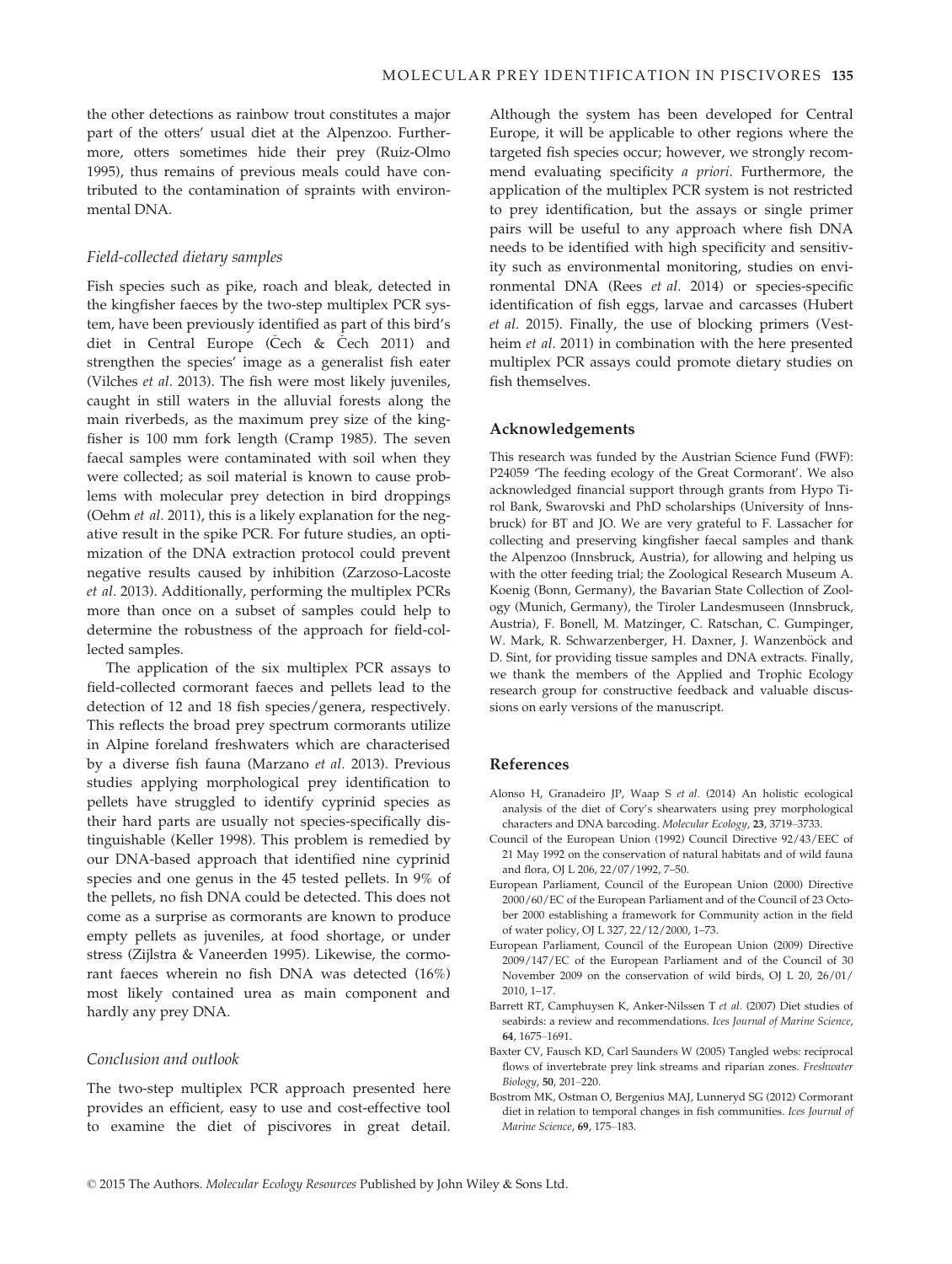the other detections as rainbow trout constitutes a major part of the otters' usual diet at the Alpenzoo. Furthermore, otters sometimes hide their prey (Ruiz-Olmo 1995), thus remains of previous meals could have contributed to the contamination of spraints with environmental DNA.

### *Field-collected dietary samples*

Fish species such as pike, roach and bleak, detected in the kingfisher faeces by the two-step multiplex PCR system, have been previously identified as part of this bird's diet in Central Europe (Čech & Čech 2011) and strengthen the species' image as a generalist fish eater (Vilches *et al.* 2013). The fish were most likely juveniles, caught in still waters in the alluvial forests along the main riverbeds, as the maximum prey size of the kingfisher is 100 mm fork length (Cramp 1985). The seven faecal samples were contaminated with soil when they were collected; as soil material is known to cause problems with molecular prey detection in bird droppings (Oehm *et al.* 2011), this is a likely explanation for the negative result in the spike PCR. For future studies, an optimization of the DNA extraction protocol could prevent negative results caused by inhibition (Zarzoso-Lacoste *et al.* 2013). Additionally, performing the multiplex PCRs more than once on a subset of samples could help to determine the robustness of the approach for field-collected samples.

The application of the six multiplex PCR assays to field-collected cormorant faeces and pellets lead to the detection of 12 and 18 fish species/genera, respectively. This reflects the broad prey spectrum cormorants utilize in Alpine foreland freshwaters which are characterised by a diverse fish fauna (Marzano *et al.* 2013). Previous studies applying morphological prey identification to pellets have struggled to identify cyprinid species as their hard parts are usually not species-specifically distinguishable (Keller 1998). This problem is remedied by our DNA-based approach that identified nine cyprinid species and one genus in the 45 tested pellets. In 9% of the pellets, no fish DNA could be detected. This does not come as a surprise as cormorants are known to produce empty pellets as juveniles, at food shortage, or under stress (Zijlstra & Vaneerden 1995). Likewise, the cormorant faeces wherein no fish DNA was detected (16%) most likely contained urea as main component and hardly any prey DNA.

### *Conclusion and outlook*

The two-step multiplex PCR approach presented here provides an efficient, easy to use and cost-effective tool to examine the diet of piscivores in great detail. Although the system has been developed for Central Europe, it will be applicable to other regions where the targeted fish species occur; however, we strongly recommend evaluating specificity *a priori*. Furthermore, the application of the multiplex PCR system is not restricted to prey identification, but the assays or single primer pairs will be useful to any approach where fish DNA needs to be identified with high specificity and sensitivity such as environmental monitoring, studies on environmental DNA (Rees *et al.* 2014) or species-specific identification of fish eggs, larvae and carcasses (Hubert *et al.* 2015). Finally, the use of blocking primers (Vestheim *et al.* 2011) in combination with the here presented multiplex PCR assays could promote dietary studies on fish themselves.

## Acknowledgements

This research was funded by the Austrian Science Fund (FWF): P24059 'The feeding ecology of the Great Cormorant'. We also acknowledged financial support through grants from Hypo Tirol Bank, Swarovski and PhD scholarships (University of Innsbruck) for BT and JO. We are very grateful to F. Lassacher for collecting and preserving kingfisher faecal samples and thank the Alpenzoo (Innsbruck, Austria), for allowing and helping us with the otter feeding trial; the Zoological Research Museum A. Koenig (Bonn, Germany), the Bavarian State Collection of Zoology (Munich, Germany), the Tiroler Landesmuseen (Innsbruck, Austria), F. Bonell, M. Matzinger, C. Ratschan, C. Gumpinger, W. Mark, R. Schwarzenberger, H. Daxner, J. Wanzenböck and D. Sint, for providing tissue samples and DNA extracts. Finally, we thank the members of the Applied and Trophic Ecology research group for constructive feedback and valuable discussions on early versions of the manuscript.

## References

Alonso H, Granadeiro JP, Waap S *et al.* (2014) An holistic ecological analysis of the diet of Cory's shearwaters using prey morphological characters and DNA barcoding. *Molecular Ecology*, **23**, 3719–3733.

Council of the European Union (1992) Council Directive 92/43/EEC of 21 May 1992 on the conservation of natural habitats and of wild fauna and flora, OJ L 206, 22/07/1992, 7–50.

European Parliament, Council of the European Union (2000) Directive 2000/60/EC of the European Parliament and of the Council of 23 October 2000 establishing a framework for Community action in the field of water policy, OJ L 327, 22/12/2000, 1–73.

European Parliament, Council of the European Union (2009) Directive 2009/147/EC of the European Parliament and of the Council of 30 November 2009 on the conservation of wild birds, OJ L 20, 26/01/2010, 1–17.

Barrett RT, Camphuysen K, Anker-Nilssen T *et al.* (2007) Diet studies of seabirds: a review and recommendations. *Ices Journal of Marine Science*, **64**, 1675–1691.

Baxter CV, Fausch KD, Carl Saunders W (2005) Tangled webs: reciprocal flows of invertebrate prey link streams and riparian zones. *Freshwater Biology*, **50**, 201–220.

Bostrom MK, Ostman O, Bergenius MAJ, Lunneryd SG (2012) Cormorant diet in relation to temporal changes in fish communities. *Ices Journal of Marine Science*, **69**, 175–183.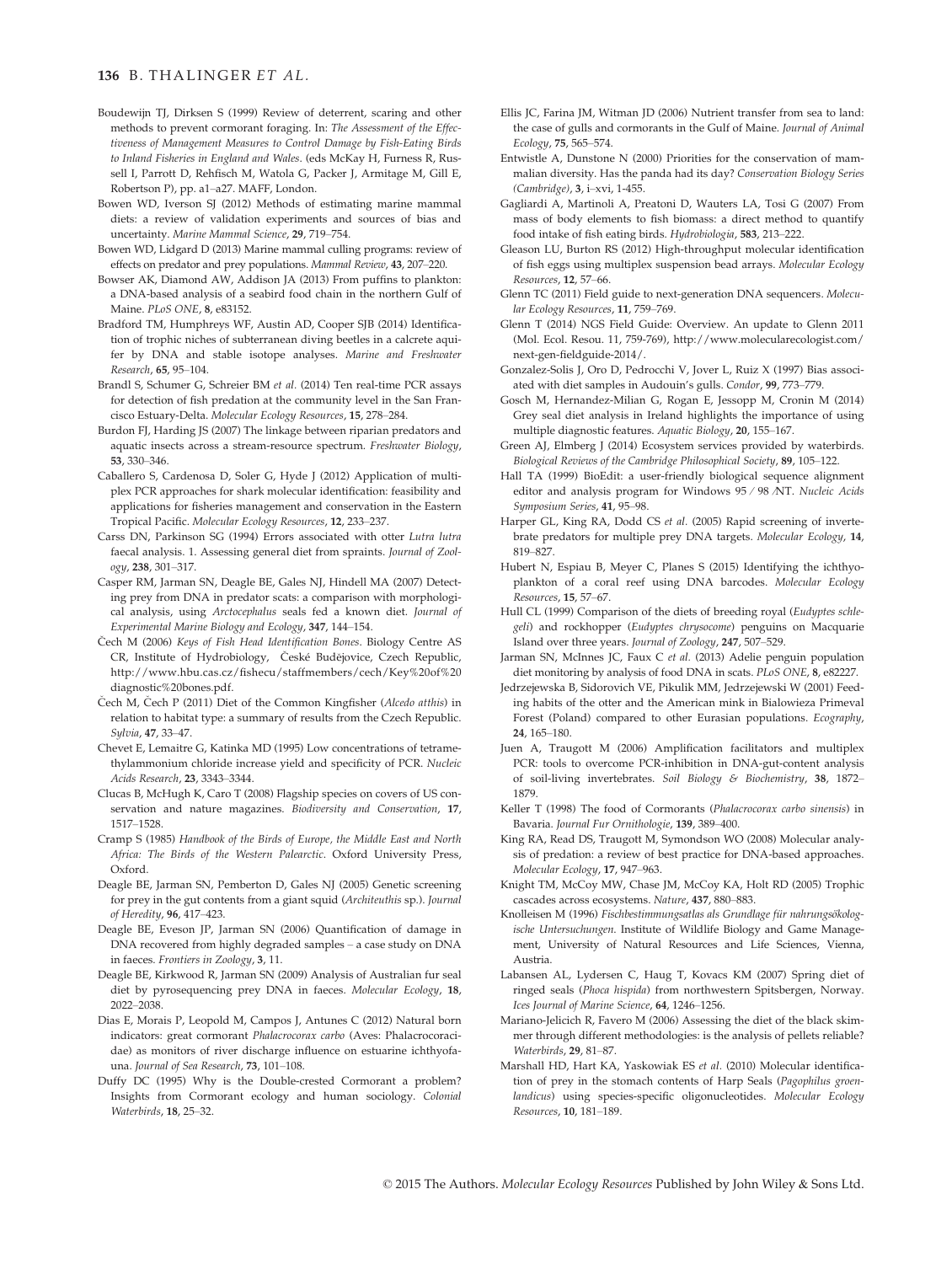Boudewijn TJ, Dirksen S (1999) Review of deterrent, scaring and other methods to prevent cormorant foraging. In: *The Assessment of the Effectiveness of Management Measures to Control Damage by Fish-Eating Birds to Inland Fisheries in England and Wales*. (eds McKay H, Furness R, Russell I, Parrott D, Rehfisch M, Watola G, Packer J, Armitage M, Gill E, Robertson P), pp. a1–a27. MAFF, London.

Bowen WD, Iverson SJ (2012) Methods of estimating marine mammal diets: a review of validation experiments and sources of bias and uncertainty. *Marine Mammal Science*, **29**, 719–754.

Bowen WD, Lidgard D (2013) Marine mammal culling programs: review of effects on predator and prey populations. *Mammal Review*, **43**, 207–220.

Bowser AK, Diamond AW, Addison JA (2013) From puffins to plankton: a DNA-based analysis of a seabird food chain in the northern Gulf of Maine. *PLoS ONE*, **8**, e83152.

Bradford TM, Humphreys WF, Austin AD, Cooper SJB (2014) Identification of trophic niches of subterranean diving beetles in a calcrete aquifer by DNA and stable isotope analyses. *Marine and Freshwater Research*, **65**, 95–104.

Brandl S, Schumer G, Schreier BM *et al.* (2014) Ten real-time PCR assays for detection of fish predation at the community level in the San Francisco Estuary-Delta. *Molecular Ecology Resources*, **15**, 278–284.

Burdon FJ, Harding JS (2007) The linkage between riparian predators and aquatic insects across a stream-resource spectrum. *Freshwater Biology*, **53**, 330–346.

Caballero S, Cardenosa D, Soler G, Hyde J (2012) Application of multiplex PCR approaches for shark molecular identification: feasibility and applications for fisheries management and conservation in the Eastern Tropical Pacific. *Molecular Ecology Resources*, **12**, 233–237.

Carss DN, Parkinson SG (1994) Errors associated with otter *Lutra lutra* faecal analysis. 1. Assessing general diet from spraints. *Journal of Zoology*, **238**, 301–317.

Casper RM, Jarman SN, Deagle BE, Gales NJ, Hindell MA (2007) Detecting prey from DNA in predator scats: a comparison with morphological analysis, using *Arctocephalus* seals fed a known diet. *Journal of Experimental Marine Biology and Ecology*, **347**, 144–154.

Čech M (2006) *Keys of Fish Head Identification Bones*. Biology Centre AS CR, Institute of Hydrobiology, České Budějovice, Czech Republic, http://www.hbu.cas.cz/fishecu/staffmembers/cech/Key%20of%20diagnostic%20bones.pdf.

Čech M, Čech P (2011) Diet of the Common Kingfisher (*Alcedo atthis*) in relation to habitat type: a summary of results from the Czech Republic. *Sylvia*, **47**, 33–47.

Chevet E, Lemaitre G, Katinka MD (1995) Low concentrations of tetramethylammonium chloride increase yield and specificity of PCR. *Nucleic Acids Research*, **23**, 3343–3344.

Clucas B, McHugh K, Caro T (2008) Flagship species on covers of US conservation and nature magazines. *Biodiversity and Conservation*, **17**, 1517–1528.

Cramp S (1985) *Handbook of the Birds of Europe, the Middle East and North Africa: The Birds of the Western Palearctic*. Oxford University Press, Oxford.

Deagle BE, Jarman SN, Pemberton D, Gales NJ (2005) Genetic screening for prey in the gut contents from a giant squid (*Architeuthis* sp.). *Journal of Heredity*, **96**, 417–423.

Deagle BE, Eveson JP, Jarman SN (2006) Quantification of damage in DNA recovered from highly degraded samples – a case study on DNA in faeces. *Frontiers in Zoology*, **3**, 11.

Deagle BE, Kirkwood R, Jarman SN (2009) Analysis of Australian fur seal diet by pyrosequencing prey DNA in faeces. *Molecular Ecology*, **18**, 2022–2038.

Dias E, Morais P, Leopold M, Campos J, Antunes C (2012) Natural born indicators: great cormorant *Phalacrocorax carbo* (Aves: Phalacrocoracidae) as monitors of river discharge influence on estuarine ichthyofauna. *Journal of Sea Research*, **73**, 101–108.

Duffy DC (1995) Why is the Double-crested Cormorant a problem? Insights from Cormorant ecology and human sociology. *Colonial Waterbirds*, **18**, 25–32.

Ellis JC, Farina JM, Witman JD (2006) Nutrient transfer from sea to land: the case of gulls and cormorants in the Gulf of Maine. *Journal of Animal Ecology*, **75**, 565–574.

Entwistle A, Dunstone N (2000) Priorities for the conservation of mammalian diversity. Has the panda had its day? *Conservation Biology Series (Cambridge)*, **3**, i–xvi, 1-455.

Gagliardi A, Martinoli A, Preatoni D, Wauters LA, Tosi G (2007) From mass of body elements to fish biomass: a direct method to quantify food intake of fish eating birds. *Hydrobiologia*, **583**, 213–222.

Gleason LU, Burton RS (2012) High-throughput molecular identification of fish eggs using multiplex suspension bead arrays. *Molecular Ecology Resources*, **12**, 57–66.

Glenn TC (2011) Field guide to next-generation DNA sequencers. *Molecular Ecology Resources*, **11**, 759–769.

Glenn T (2014) NGS Field Guide: Overview. An update to Glenn 2011 (Mol. Ecol. Resou. 11, 759-769), http://www.molecularecologist.com/next-gen-fieldguide-2014/.

Gonzalez-Solis J, Oro D, Pedrocchi V, Jover L, Ruiz X (1997) Bias associated with diet samples in Audouin's gulls. *Condor*, **99**, 773–779.

Gosch M, Hernandez-Milian G, Rogan E, Jessopp M, Cronin M (2014) Grey seal diet analysis in Ireland highlights the importance of using multiple diagnostic features. *Aquatic Biology*, **20**, 155–167.

Green AJ, Elmberg J (2014) Ecosystem services provided by waterbirds. *Biological Reviews of the Cambridge Philosophical Society*, **89**, 105–122.

Hall TA (1999) BioEdit: a user-friendly biological sequence alignment editor and analysis program for Windows 95 / 98 /NT. *Nucleic Acids Symposium Series*, **41**, 95–98.

Harper GL, King RA, Dodd CS *et al.* (2005) Rapid screening of invertebrate predators for multiple prey DNA targets. *Molecular Ecology*, **14**, 819–827.

Hubert N, Espiau B, Meyer C, Planes S (2015) Identifying the ichthyoplankton of a coral reef using DNA barcodes. *Molecular Ecology Resources*, **15**, 57–67.

Hull CL (1999) Comparison of the diets of breeding royal (*Eudyptes schlegeli*) and rockhopper (*Eudyptes chrysocome*) penguins on Macquarie Island over three years. *Journal of Zoology*, **247**, 507–529.

Jarman SN, McInnes JC, Faux C *et al.* (2013) Adelie penguin population diet monitoring by analysis of food DNA in scats. *PLoS ONE*, **8**, e82227.

Jedrzejewska B, Sidorovich VE, Pikulik MM, Jedrzejewski W (2001) Feeding habits of the otter and the American mink in Bialowieza Primeval Forest (Poland) compared to other Eurasian populations. *Ecography*, **24**, 165–180.

Juen A, Traugott M (2006) Amplification facilitators and multiplex PCR: tools to overcome PCR-inhibition in DNA-gut-content analysis of soil-living invertebrates. *Soil Biology & Biochemistry*, **38**, 1872–1879.

Keller T (1998) The food of Cormorants (*Phalacrocorax carbo sinensis*) in Bavaria. *Journal Fur Ornithologie*, **139**, 389–400.

King RA, Read DS, Traugott M, Symondson WO (2008) Molecular analysis of predation: a review of best practice for DNA-based approaches. *Molecular Ecology*, **17**, 947–963.

Knight TM, McCoy MW, Chase JM, McCoy KA, Holt RD (2005) Trophic cascades across ecosystems. *Nature*, **437**, 880–883.

Knolleisen M (1996) *Fischbestimmungsatlas als Grundlage für nahrungsökologische Untersuchungen*. Institute of Wildlife Biology and Game Management, University of Natural Resources and Life Sciences, Vienna, Austria.

Labansen AL, Lydersen C, Haug T, Kovacs KM (2007) Spring diet of ringed seals (*Phoca hispida*) from northwestern Spitsbergen, Norway. *Ices Journal of Marine Science*, **64**, 1246–1256.

Mariano-Jelicich R, Favero M (2006) Assessing the diet of the black skimmer through different methodologies: is the analysis of pellets reliable? *Waterbirds*, **29**, 81–87.

Marshall HD, Hart KA, Yaskowiak ES *et al.* (2010) Molecular identification of prey in the stomach contents of Harp Seals (*Pagophilus groenlandicus*) using species-specific oligonucleotides. *Molecular Ecology Resources*, **10**, 181–189.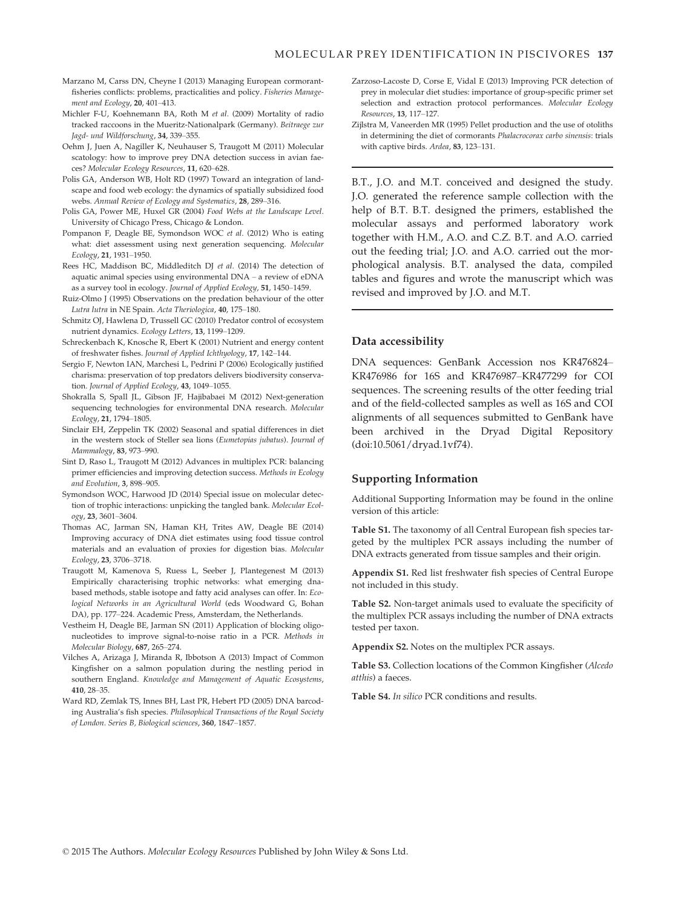Marzano M, Carss DN, Cheyne I (2013) Managing European cormorant-fisheries conflicts: problems, practicalities and policy. *Fisheries Management and Ecology*, **20**, 401–413.

Michler F-U, Koehnemann BA, Roth M *et al*. (2009) Mortality of radio tracked raccoons in the Mueritz-Nationalpark (Germany). *Beitraege zur Jagd- und Wildforschung*, **34**, 339–355.

Oehm J, Juen A, Nagiller K, Neuhauser S, Traugott M (2011) Molecular scatology: how to improve prey DNA detection success in avian faeces? *Molecular Ecology Resources*, **11**, 620–628.

Polis GA, Anderson WB, Holt RD (1997) Toward an integration of landscape and food web ecology: the dynamics of spatially subsidized food webs. *Annual Review of Ecology and Systematics*, **28**, 289–316.

Polis GA, Power ME, Huxel GR (2004) *Food Webs at the Landscape Level*. University of Chicago Press, Chicago & London.

Pompanon F, Deagle BE, Symondson WOC *et al*. (2012) Who is eating what: diet assessment using next generation sequencing. *Molecular Ecology*, **21**, 1931–1950.

Rees HC, Maddison BC, Middleditch DJ *et al*. (2014) The detection of aquatic animal species using environmental DNA – a review of eDNA as a survey tool in ecology. *Journal of Applied Ecology*, **51**, 1450–1459.

Ruiz-Olmo J (1995) Observations on the predation behaviour of the otter *Lutra lutra* in NE Spain. *Acta Theriologica*, **40**, 175–180.

Schmitz OJ, Hawlena D, Trussell GC (2010) Predator control of ecosystem nutrient dynamics. *Ecology Letters*, **13**, 1199–1209.

Schreckenbach K, Knosche R, Ebert K (2001) Nutrient and energy content of freshwater fishes. *Journal of Applied Ichthyology*, **17**, 142–144.

Sergio F, Newton IAN, Marchesi L, Pedrini P (2006) Ecologically justified charisma: preservation of top predators delivers biodiversity conservation. *Journal of Applied Ecology*, **43**, 1049–1055.

Shokralla S, Spall JL, Gibson JF, Hajibabaei M (2012) Next-generation sequencing technologies for environmental DNA research. *Molecular Ecology*, **21**, 1794–1805.

Sinclair EH, Zeppelin TK (2002) Seasonal and spatial differences in diet in the western stock of Steller sea lions (*Eumetopias jubatus*). *Journal of Mammalogy*, **83**, 973–990.

Sint D, Raso L, Traugott M (2012) Advances in multiplex PCR: balancing primer efficiencies and improving detection success. *Methods in Ecology and Evolution*, **3**, 898–905.

Symondson WOC, Harwood JD (2014) Special issue on molecular detection of trophic interactions: unpicking the tangled bank. *Molecular Ecology*, **23**, 3601–3604.

Thomas AC, Jarman SN, Haman KH, Trites AW, Deagle BE (2014) Improving accuracy of DNA diet estimates using food tissue control materials and an evaluation of proxies for digestion bias. *Molecular Ecology*, **23**, 3706–3718.

Traugott M, Kamenova S, Ruess L, Seeber J, Plantegenest M (2013) Empirically characterising trophic networks: what emerging dna-based methods, stable isotope and fatty acid analyses can offer. In: *Ecological Networks in an Agricultural World* (eds Woodward G, Bohan DA), pp. 177–224. Academic Press, Amsterdam, the Netherlands.

Vestheim H, Deagle BE, Jarman SN (2011) Application of blocking oligonucleotides to improve signal-to-noise ratio in a PCR. *Methods in Molecular Biology*, **687**, 265–274.

Vilches A, Arizaga J, Miranda R, Ibbotson A (2013) Impact of Common Kingfisher on a salmon population during the nestling period in southern England. *Knowledge and Management of Aquatic Ecosystems*, **410**, 28–35.

Ward RD, Zemlak TS, Innes BH, Last PR, Hebert PD (2005) DNA barcoding Australia's fish species. *Philosophical Transactions of the Royal Society of London. Series B, Biological sciences*, **360**, 1847–1857.

Zarzoso-Lacoste D, Corse E, Vidal E (2013) Improving PCR detection of prey in molecular diet studies: importance of group-specific primer set selection and extraction protocol performances. *Molecular Ecology Resources*, **13**, 117–127.

Zijlstra M, Vaneerden MR (1995) Pellet production and the use of otoliths in determining the diet of cormorants *Phalacrocorax carbo sinensis*: trials with captive birds. *Ardea*, **83**, 123–131.

---

B.T., J.O. and M.T. conceived and designed the study. J.O. generated the reference sample collection with the help of B.T. B.T. designed the primers, established the molecular assays and performed laboratory work together with H.M., A.O. and C.Z. B.T. and A.O. carried out the feeding trial; J.O. and A.O. carried out the morphological analysis. B.T. analysed the data, compiled tables and figures and wrote the manuscript which was revised and improved by J.O. and M.T.

---

## Data accessibility

DNA sequences: GenBank Accession nos KR476824–KR476986 for 16S and KR476987–KR477299 for COI sequences. The screening results of the otter feeding trial and of the field-collected samples as well as 16S and COI alignments of all sequences submitted to GenBank have been archived in the Dryad Digital Repository (doi:10.5061/dryad.1vf74).

## Supporting Information

Additional Supporting Information may be found in the online version of this article:

**Table S1.** The taxonomy of all Central European fish species targeted by the multiplex PCR assays including the number of DNA extracts generated from tissue samples and their origin.

**Appendix S1.** Red list freshwater fish species of Central Europe not included in this study.

**Table S2.** Non-target animals used to evaluate the specificity of the multiplex PCR assays including the number of DNA extracts tested per taxon.

**Appendix S2.** Notes on the multiplex PCR assays.

**Table S3.** Collection locations of the Common Kingfisher (*Alcedo atthis*) a faeces.

**Table S4.** *In silico* PCR conditions and results.